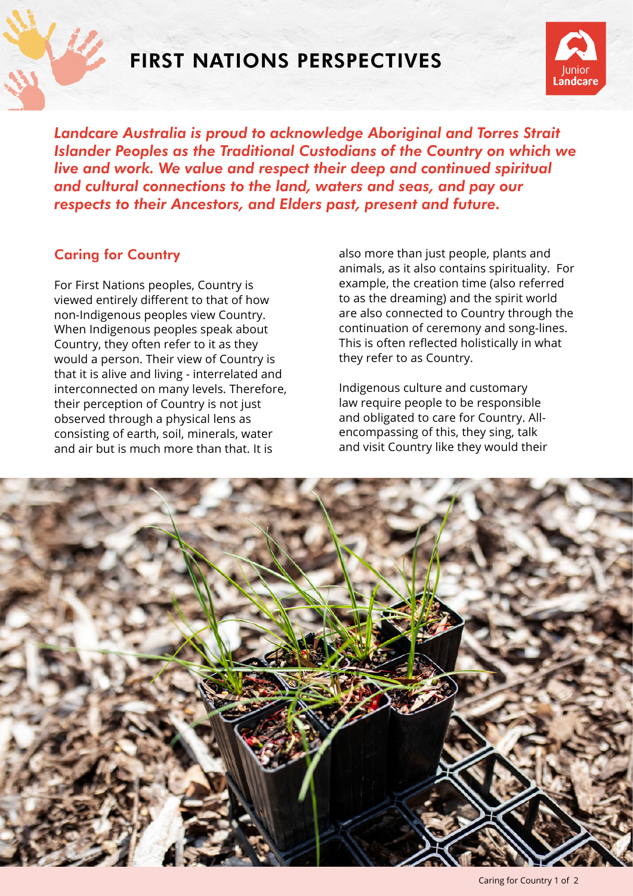# FIRST NATIONS PERSPECTIVES

*Landcare Australia is proud to acknowledge Aboriginal and Torres Strait Islander Peoples as the Traditional Custodians of the Country on which we live and work. We value and respect their deep and continued spiritual and cultural connections to the land, waters and seas, and pay our respects to their Ancestors, and Elders past, present and future.*

## Caring for Country

For First Nations peoples, Country is viewed entirely different to that of how non-Indigenous peoples view Country. When Indigenous peoples speak about Country, they often refer to it as they would a person. Their view of Country is that it is alive and living - interrelated and interconnected on many levels. Therefore, their perception of Country is not just observed through a physical lens as consisting of earth, soil, minerals, water and air but is much more than that. It is also more than just people, plants and animals, as it also contains spirituality. For example, the creation time (also referred to as the dreaming) and the spirit world are also connected to Country through the continuation of ceremony and song-lines. This is often reflected holistically in what they refer to as Country.

Indigenous culture and customary law require people to be responsible and obligated to care for Country. All-encompassing of this, they sing, talk and visit Country like they would their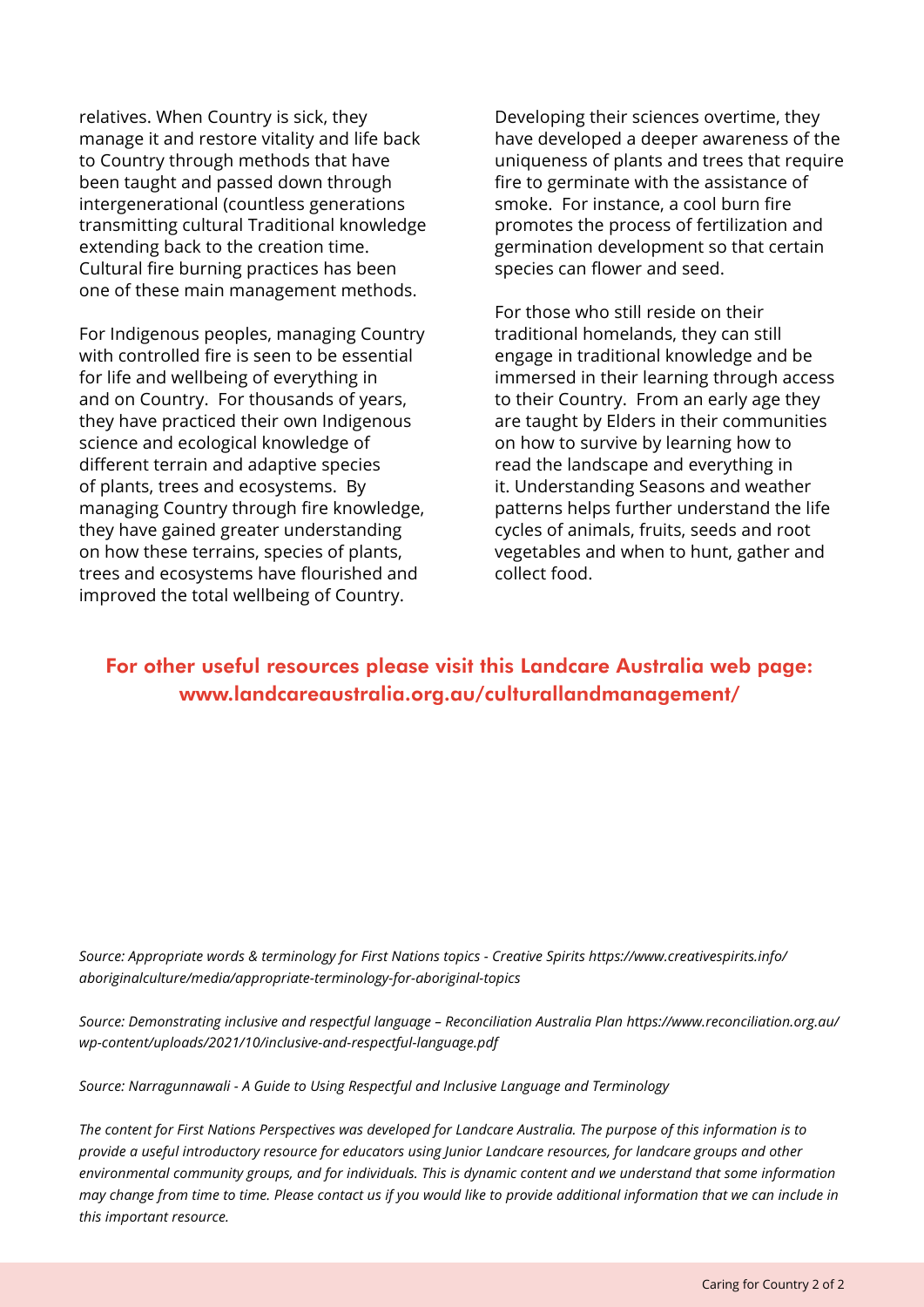relatives. When Country is sick, they manage it and restore vitality and life back to Country through methods that have been taught and passed down through intergenerational (countless generations transmitting cultural Traditional knowledge extending back to the creation time. Cultural fire burning practices has been one of these main management methods.

For Indigenous peoples, managing Country with controlled fire is seen to be essential for life and wellbeing of everything in and on Country. For thousands of years, they have practiced their own Indigenous science and ecological knowledge of different terrain and adaptive species of plants, trees and ecosystems. By managing Country through fire knowledge, they have gained greater understanding on how these terrains, species of plants, trees and ecosystems have flourished and improved the total wellbeing of Country.

Developing their sciences overtime, they have developed a deeper awareness of the uniqueness of plants and trees that require fire to germinate with the assistance of smoke. For instance, a cool burn fire promotes the process of fertilization and germination development so that certain species can flower and seed.

For those who still reside on their traditional homelands, they can still engage in traditional knowledge and be immersed in their learning through access to their Country. From an early age they are taught by Elders in their communities on how to survive by learning how to read the landscape and everything in it. Understanding Seasons and weather patterns helps further understand the life cycles of animals, fruits, seeds and root vegetables and when to hunt, gather and collect food.

**For other useful resources please visit this Landcare Australia web page: www.landcareaustralia.org.au/culturallandmanagement/**

*Source: Appropriate words & terminology for First Nations topics - Creative Spirits https://www.creativespirits.info/aboriginalculture/media/appropriate-terminology-for-aboriginal-topics*

*Source: Demonstrating inclusive and respectful language – Reconciliation Australia Plan https://www.reconciliation.org.au/wp-content/uploads/2021/10/inclusive-and-respectful-language.pdf*

*Source: Narragunnawali - A Guide to Using Respectful and Inclusive Language and Terminology*

*The content for First Nations Perspectives was developed for Landcare Australia. The purpose of this information is to provide a useful introductory resource for educators using Junior Landcare resources, for landcare groups and other environmental community groups, and for individuals. This is dynamic content and we understand that some information may change from time to time. Please contact us if you would like to provide additional information that we can include in this important resource.*